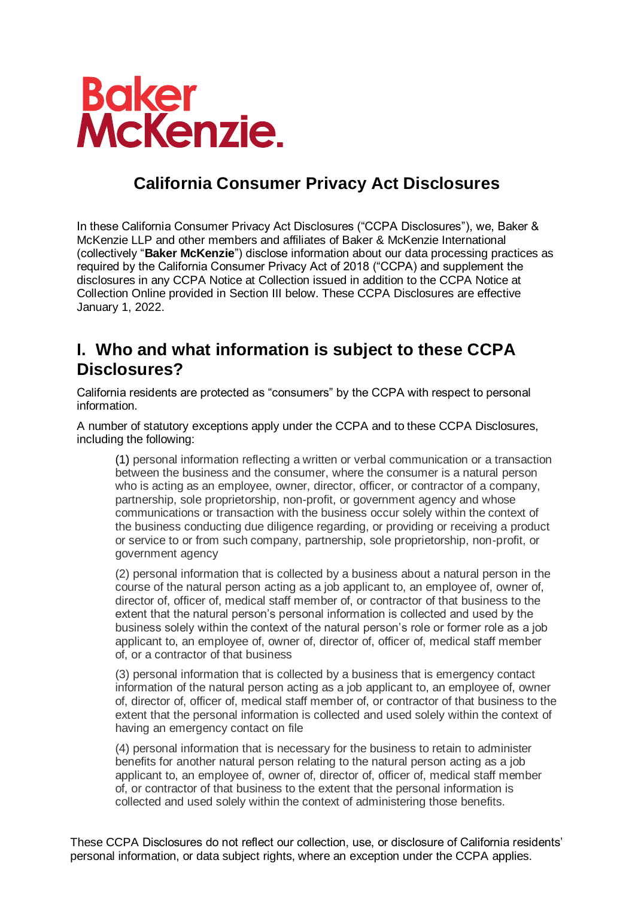Baker McKenzie.

# California Consumer Privacy Act Disclosures

In these California Consumer Privacy Act Disclosures ("CCPA Disclosures"), we, Baker & McKenzie LLP and other members and affiliates of Baker & McKenzie International (collectively "**Baker McKenzie**") disclose information about our data processing practices as required by the California Consumer Privacy Act of 2018 ("CCPA) and supplement the disclosures in any CCPA Notice at Collection issued in addition to the CCPA Notice at Collection Online provided in Section III below. These CCPA Disclosures are effective January 1, 2022.

## I. Who and what information is subject to these CCPA Disclosures?

California residents are protected as "consumers" by the CCPA with respect to personal information.

A number of statutory exceptions apply under the CCPA and to these CCPA Disclosures, including the following:

> (1) personal information reflecting a written or verbal communication or a transaction between the business and the consumer, where the consumer is a natural person who is acting as an employee, owner, director, officer, or contractor of a company, partnership, sole proprietorship, non-profit, or government agency and whose communications or transaction with the business occur solely within the context of the business conducting due diligence regarding, or providing or receiving a product or service to or from such company, partnership, sole proprietorship, non-profit, or government agency
>
> (2) personal information that is collected by a business about a natural person in the course of the natural person acting as a job applicant to, an employee of, owner of, director of, officer of, medical staff member of, or contractor of that business to the extent that the natural person's personal information is collected and used by the business solely within the context of the natural person's role or former role as a job applicant to, an employee of, owner of, director of, officer of, medical staff member of, or a contractor of that business
>
> (3) personal information that is collected by a business that is emergency contact information of the natural person acting as a job applicant to, an employee of, owner of, director of, officer of, medical staff member of, or contractor of that business to the extent that the personal information is collected and used solely within the context of having an emergency contact on file
>
> (4) personal information that is necessary for the business to retain to administer benefits for another natural person relating to the natural person acting as a job applicant to, an employee of, owner of, director of, officer of, medical staff member of, or contractor of that business to the extent that the personal information is collected and used solely within the context of administering those benefits.

These CCPA Disclosures do not reflect our collection, use, or disclosure of California residents' personal information, or data subject rights, where an exception under the CCPA applies.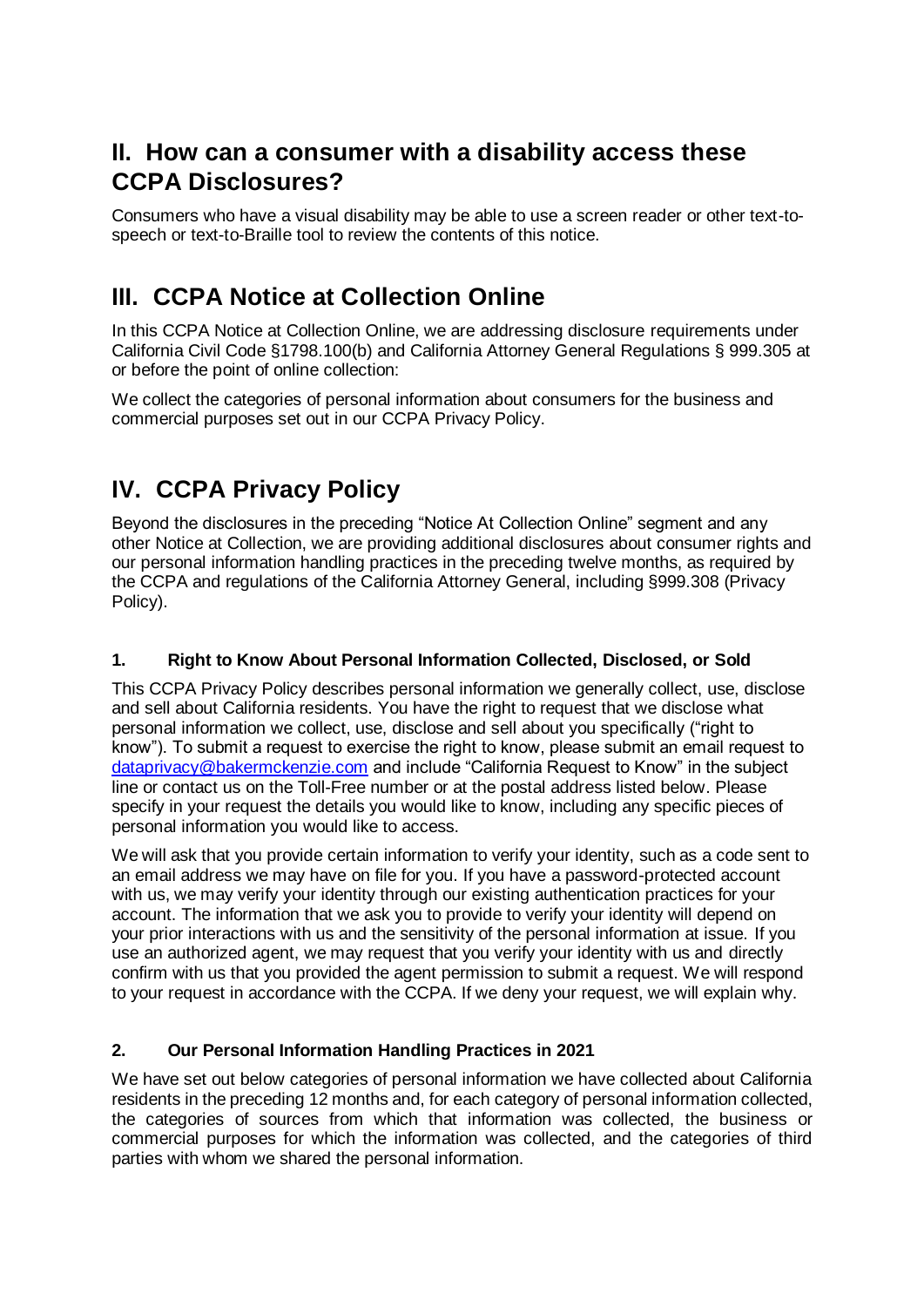## II. How can a consumer with a disability access these CCPA Disclosures?

Consumers who have a visual disability may be able to use a screen reader or other text-to-speech or text-to-Braille tool to review the contents of this notice.

## III. CCPA Notice at Collection Online

In this CCPA Notice at Collection Online, we are addressing disclosure requirements under California Civil Code §1798.100(b) and California Attorney General Regulations § 999.305 at or before the point of online collection:

We collect the categories of personal information about consumers for the business and commercial purposes set out in our CCPA Privacy Policy.

## IV. CCPA Privacy Policy

Beyond the disclosures in the preceding "Notice At Collection Online" segment and any other Notice at Collection, we are providing additional disclosures about consumer rights and our personal information handling practices in the preceding twelve months, as required by the CCPA and regulations of the California Attorney General, including §999.308 (Privacy Policy).

### 1. Right to Know About Personal Information Collected, Disclosed, or Sold

This CCPA Privacy Policy describes personal information we generally collect, use, disclose and sell about California residents. You have the right to request that we disclose what personal information we collect, use, disclose and sell about you specifically ("right to know"). To submit a request to exercise the right to know, please submit an email request to [dataprivacy@bakermckenzie.com](mailto:dataprivacy@bakermckenzie.com) and include "California Request to Know" in the subject line or contact us on the Toll-Free number or at the postal address listed below. Please specify in your request the details you would like to know, including any specific pieces of personal information you would like to access.

We will ask that you provide certain information to verify your identity, such as a code sent to an email address we may have on file for you. If you have a password-protected account with us, we may verify your identity through our existing authentication practices for your account. The information that we ask you to provide to verify your identity will depend on your prior interactions with us and the sensitivity of the personal information at issue. If you use an authorized agent, we may request that you verify your identity with us and directly confirm with us that you provided the agent permission to submit a request. We will respond to your request in accordance with the CCPA. If we deny your request, we will explain why.

### 2. Our Personal Information Handling Practices in 2021

We have set out below categories of personal information we have collected about California residents in the preceding 12 months and, for each category of personal information collected, the categories of sources from which that information was collected, the business or commercial purposes for which the information was collected, and the categories of third parties with whom we shared the personal information.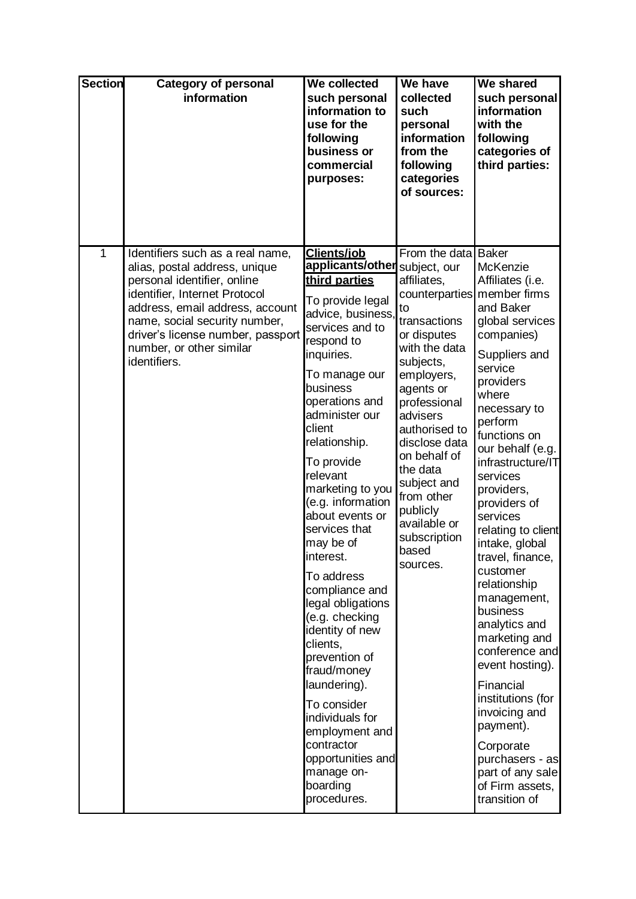| Section | Category of personal information | We collected such personal information to use for the following business or commercial purposes: | We have collected such personal information from the following categories of sources: | We shared such personal information with the following categories of third parties: |
|---|---|---|---|---|
| 1 | Identifiers such as a real name, alias, postal address, unique personal identifier, online identifier, Internet Protocol address, email address, account name, social security number, driver's license number, passport number, or other similar identifiers. | **Clients/job applicants/other third parties**<br><br>To provide legal advice, business, services and to respond to inquiries.<br><br>To manage our business operations and administer our client relationship.<br><br>To provide relevant marketing to you (e.g. information about events or services that may be of interest.<br><br>To address compliance and legal obligations (e.g. checking identity of new clients, prevention of fraud/money laundering).<br><br>To consider individuals for employment and contractor opportunities and manage on-boarding procedures. | From the data subject, our affiliates, counterparties to transactions or disputes with the data subjects, employers, agents or professional advisers authorised to disclose data on behalf of the data subject and from other publicly available or subscription based sources. | Baker McKenzie Affiliates (i.e. member firms and Baker global services companies)<br><br>Suppliers and service providers where necessary to perform functions on our behalf (e.g. infrastructure/IT services providers, providers of services relating to client intake, global travel, finance, customer relationship management, business analytics and marketing and conference and event hosting).<br><br>Financial institutions (for invoicing and payment).<br><br>Corporate purchasers - as part of any sale of Firm assets, transition of |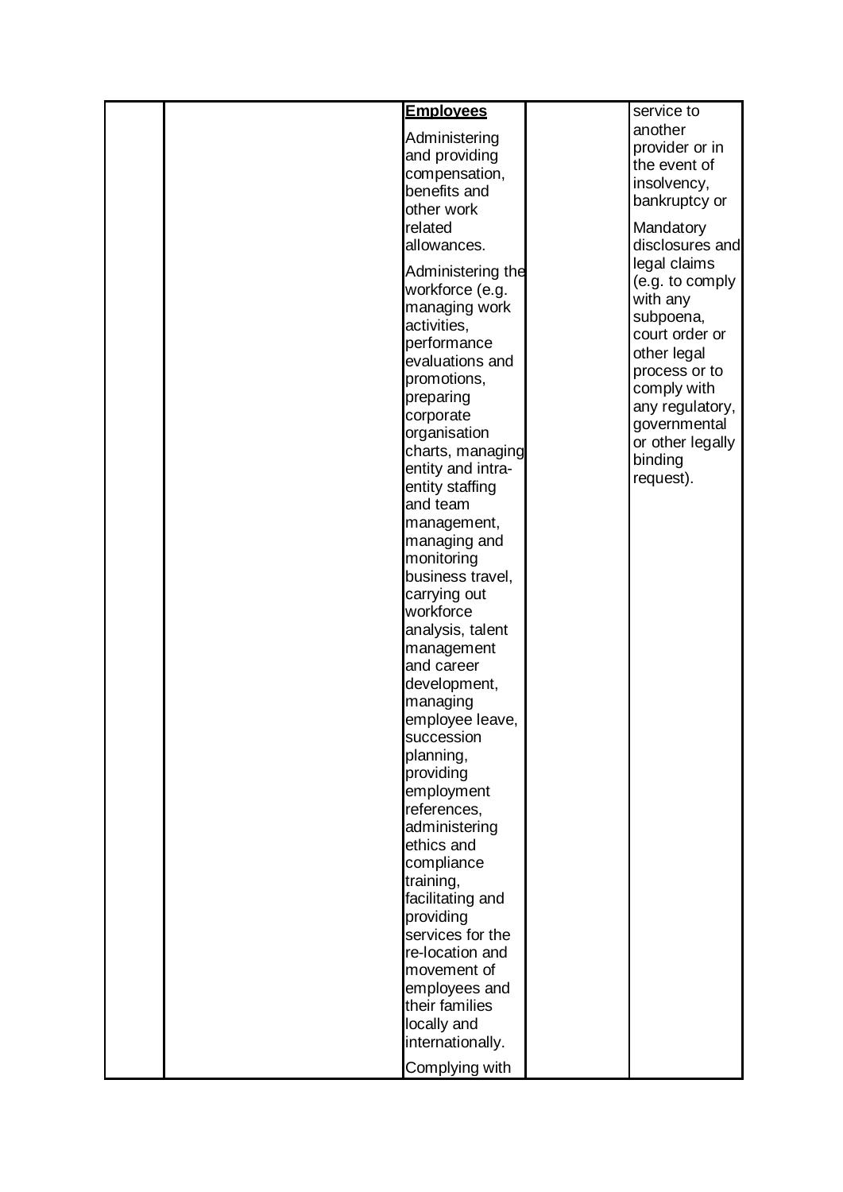|  |  | **Employees**<br><br>Administering and providing compensation, benefits and other work related allowances.<br><br>Administering the workforce (e.g. managing work activities, performance evaluations and promotions, preparing corporate organisation charts, managing entity and intra-entity staffing and team management, managing and monitoring business travel, carrying out workforce analysis, talent management and career development, managing employee leave, succession planning, providing employment references, administering ethics and compliance training, facilitating and providing services for the re-location and movement of employees and their families locally and internationally.<br><br>Complying with |  | service to another provider or in the event of insolvency, bankruptcy or<br><br>Mandatory disclosures and legal claims (e.g. to comply with any subpoena, court order or other legal process or to comply with any regulatory, governmental or other legally binding request). |
|---|---|---|---|---|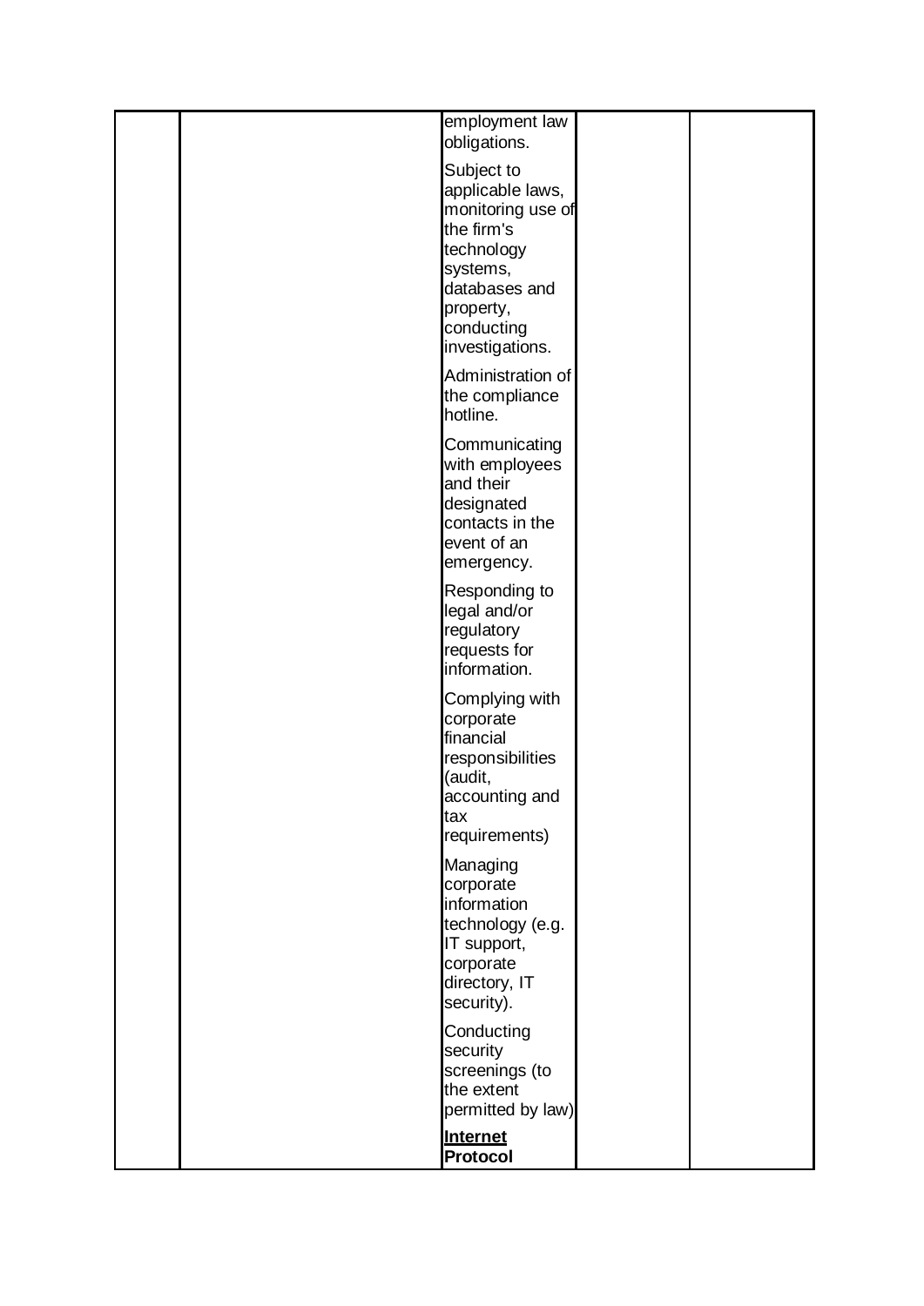| | | | | |
|---|---|---|---|---|
| | | employment law obligations.<br><br>Subject to applicable laws, monitoring use of the firm's technology systems, databases and property, conducting investigations.<br><br>Administration of the compliance hotline.<br><br>Communicating with employees and their designated contacts in the event of an emergency.<br><br>Responding to legal and/or regulatory requests for information.<br><br>Complying with corporate financial responsibilities (audit, accounting and tax requirements)<br><br>Managing corporate information technology (e.g. IT support, corporate directory, IT security).<br><br>Conducting security screenings (to the extent permitted by law)<br><br>**Internet Protocol** | | |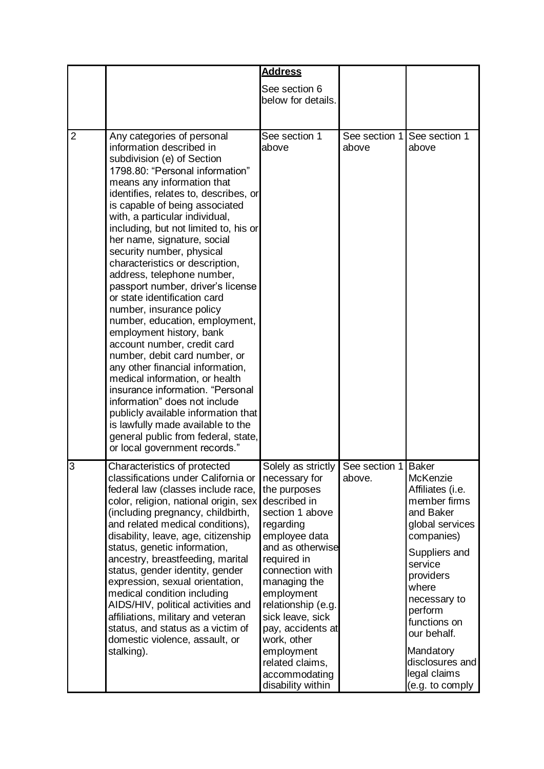| | | **Address**<br><br>See section 6 below for details. | | |
|---|---|---|---|---|
| 2 | Any categories of personal information described in subdivision (e) of Section 1798.80: "Personal information" means any information that identifies, relates to, describes, or is capable of being associated with, a particular individual, including, but not limited to, his or her name, signature, social security number, physical characteristics or description, address, telephone number, passport number, driver's license or state identification card number, insurance policy number, education, employment, employment history, bank account number, credit card number, debit card number, or any other financial information, medical information, or health insurance information. "Personal information" does not include publicly available information that is lawfully made available to the general public from federal, state, or local government records." | See section 1 above | See section 1 above | See section 1 above |
| 3 | Characteristics of protected classifications under California or federal law (classes include race, color, religion, national origin, sex (including pregnancy, childbirth, and related medical conditions), disability, leave, age, citizenship status, genetic information, ancestry, breastfeeding, marital status, gender identity, gender expression, sexual orientation, medical condition including AIDS/HIV, political activities and affiliations, military and veteran status, and status as a victim of domestic violence, assault, or stalking). | Solely as strictly necessary for the purposes described in section 1 above regarding employee data and as otherwise required in connection with managing the employment relationship (e.g. sick leave, sick pay, accidents at work, other employment related claims, accommodating disability within | See section 1 above. | Baker McKenzie Affiliates (i.e. member firms and Baker global services companies)<br><br>Suppliers and service providers where necessary to perform functions on our behalf.<br><br>Mandatory disclosures and legal claims (e.g. to comply |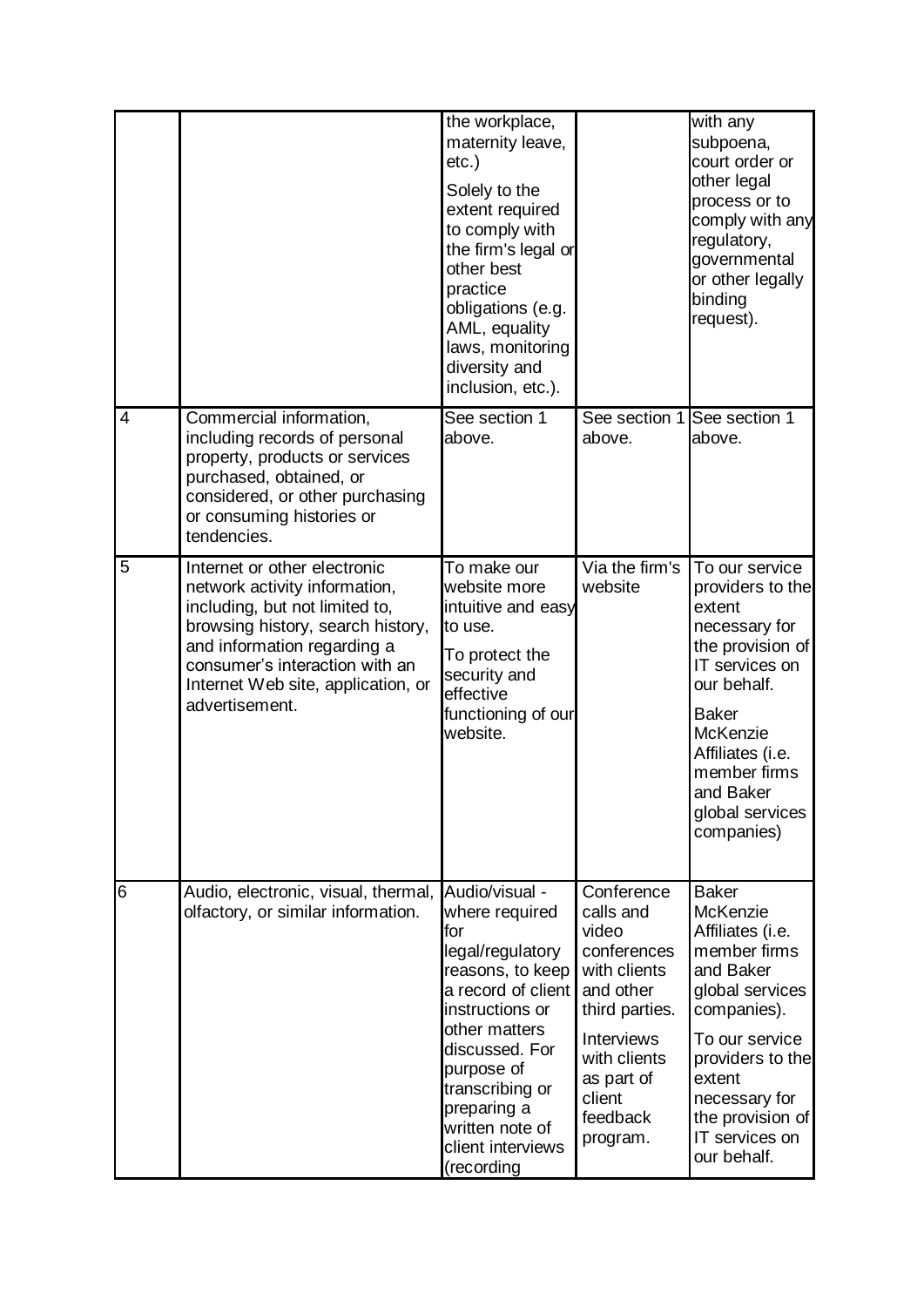| | | | | |
|---|---|---|---|---|
| | | the workplace, maternity leave, etc.)<br><br>Solely to the extent required to comply with the firm's legal or other best practice obligations (e.g. AML, equality laws, monitoring diversity and inclusion, etc.). | | with any subpoena, court order or other legal process or to comply with any regulatory, governmental or other legally binding request). |
| 4 | Commercial information, including records of personal property, products or services purchased, obtained, or considered, or other purchasing or consuming histories or tendencies. | See section 1 above. | See section 1 above. | See section 1 above. |
| 5 | Internet or other electronic network activity information, including, but not limited to, browsing history, search history, and information regarding a consumer's interaction with an Internet Web site, application, or advertisement. | To make our website more intuitive and easy to use.<br><br>To protect the security and effective functioning of our website. | Via the firm's website | To our service providers to the extent necessary for the provision of IT services on our behalf.<br><br>Baker McKenzie Affiliates (i.e. member firms and Baker global services companies) |
| 6 | Audio, electronic, visual, thermal, olfactory, or similar information. | Audio/visual - where required for legal/regulatory reasons, to keep a record of client instructions or other matters discussed. For purpose of transcribing or preparing a written note of client interviews (recording | Conference calls and video conferences with clients and other third parties.<br><br>Interviews with clients as part of client feedback program. | Baker McKenzie Affiliates (i.e. member firms and Baker global services companies).<br><br>To our service providers to the extent necessary for the provision of IT services on our behalf. |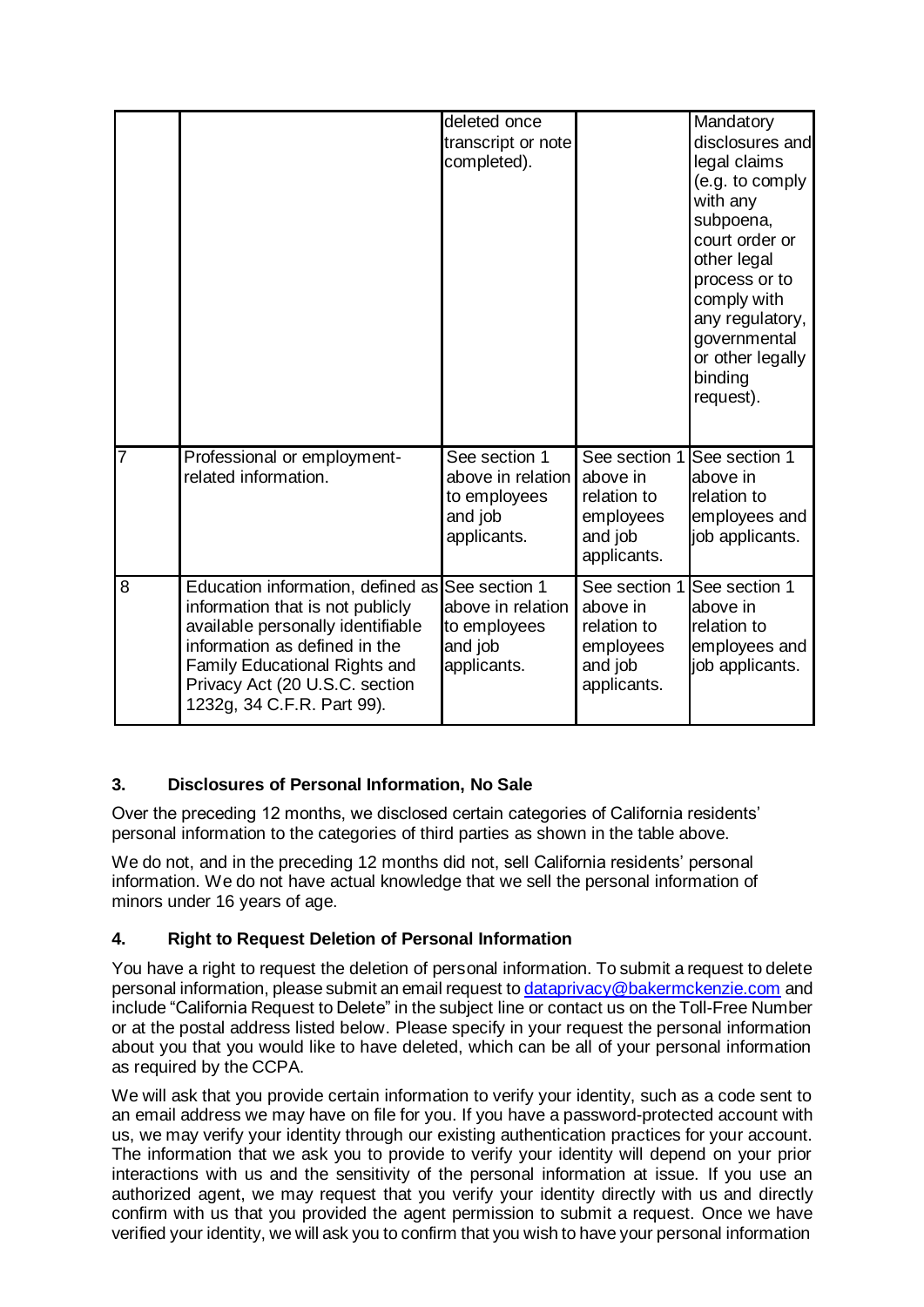| | | | | |
|---|---|---|---|---|
| | | deleted once transcript or note completed). | | Mandatory disclosures and legal claims (e.g. to comply with any subpoena, court order or other legal process or to comply with any regulatory, governmental or other legally binding request). |
| 7 | Professional or employment-related information. | See section 1 above in relation to employees and job applicants. | See section 1 above in relation to employees and job applicants. | See section 1 above in relation to employees and job applicants. |
| 8 | Education information, defined as information that is not publicly available personally identifiable information as defined in the Family Educational Rights and Privacy Act (20 U.S.C. section 1232g, 34 C.F.R. Part 99). | See section 1 above in relation to employees and job applicants. | See section 1 above in relation to employees and job applicants. | See section 1 above in relation to employees and job applicants. |

### 3. Disclosures of Personal Information, No Sale

Over the preceding 12 months, we disclosed certain categories of California residents' personal information to the categories of third parties as shown in the table above.

We do not, and in the preceding 12 months did not, sell California residents' personal information. We do not have actual knowledge that we sell the personal information of minors under 16 years of age.

### 4. Right to Request Deletion of Personal Information

You have a right to request the deletion of personal information. To submit a request to delete personal information, please submit an email request to dataprivacy@bakermckenzie.com and include "California Request to Delete" in the subject line or contact us on the Toll-Free Number or at the postal address listed below. Please specify in your request the personal information about you that you would like to have deleted, which can be all of your personal information as required by the CCPA.

We will ask that you provide certain information to verify your identity, such as a code sent to an email address we may have on file for you. If you have a password-protected account with us, we may verify your identity through our existing authentication practices for your account. The information that we ask you to provide to verify your identity will depend on your prior interactions with us and the sensitivity of the personal information at issue. If you use an authorized agent, we may request that you verify your identity directly with us and directly confirm with us that you provided the agent permission to submit a request. Once we have verified your identity, we will ask you to confirm that you wish to have your personal information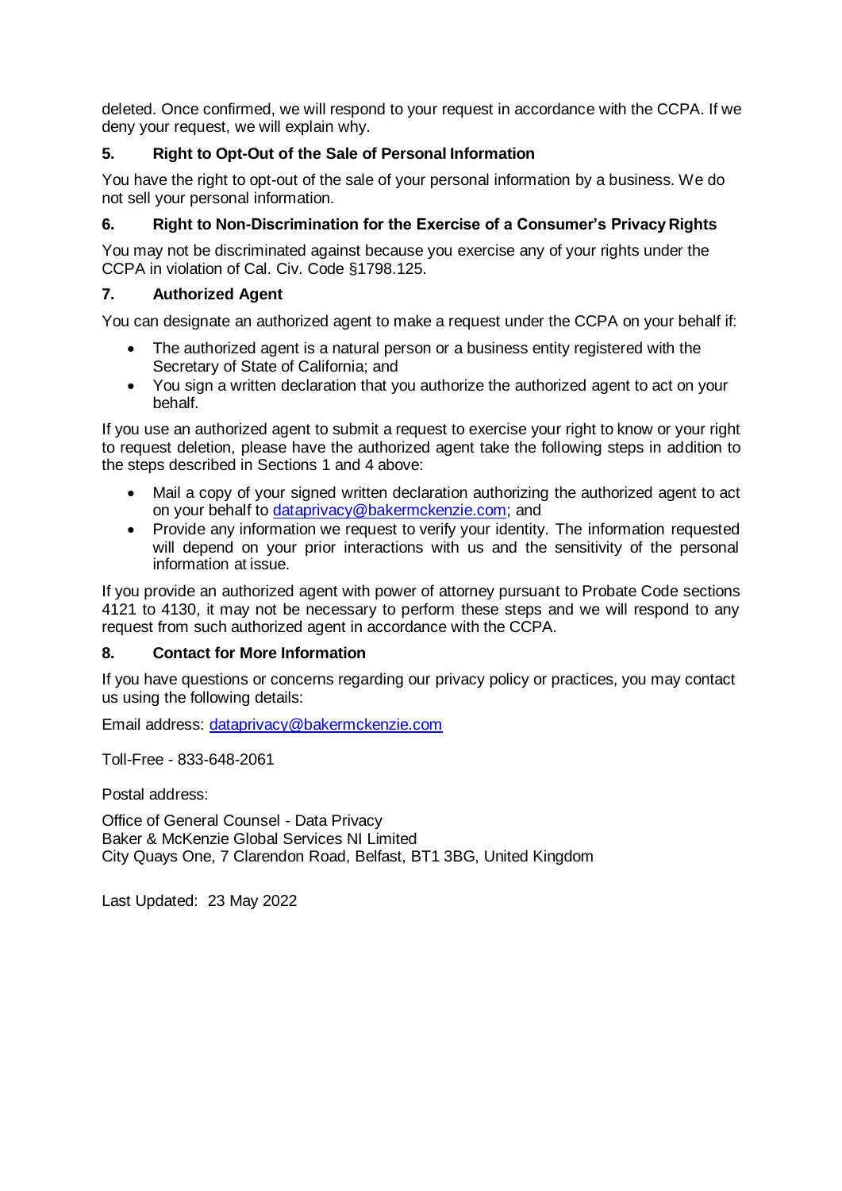deleted. Once confirmed, we will respond to your request in accordance with the CCPA. If we deny your request, we will explain why.

### 5. Right to Opt-Out of the Sale of Personal Information

You have the right to opt-out of the sale of your personal information by a business. We do not sell your personal information.

### 6. Right to Non-Discrimination for the Exercise of a Consumer's Privacy Rights

You may not be discriminated against because you exercise any of your rights under the CCPA in violation of Cal. Civ. Code §1798.125.

### 7. Authorized Agent

You can designate an authorized agent to make a request under the CCPA on your behalf if:

- The authorized agent is a natural person or a business entity registered with the Secretary of State of California; and
- You sign a written declaration that you authorize the authorized agent to act on your behalf.

If you use an authorized agent to submit a request to exercise your right to know or your right to request deletion, please have the authorized agent take the following steps in addition to the steps described in Sections 1 and 4 above:

- Mail a copy of your signed written declaration authorizing the authorized agent to act on your behalf to dataprivacy@bakermckenzie.com; and
- Provide any information we request to verify your identity. The information requested will depend on your prior interactions with us and the sensitivity of the personal information at issue.

If you provide an authorized agent with power of attorney pursuant to Probate Code sections 4121 to 4130, it may not be necessary to perform these steps and we will respond to any request from such authorized agent in accordance with the CCPA.

### 8. Contact for More Information

If you have questions or concerns regarding our privacy policy or practices, you may contact us using the following details:

Email address: dataprivacy@bakermckenzie.com

Toll-Free - 833-648-2061

Postal address:

Office of General Counsel - Data Privacy
Baker & McKenzie Global Services NI Limited
City Quays One, 7 Clarendon Road, Belfast, BT1 3BG, United Kingdom

Last Updated: 23 May 2022